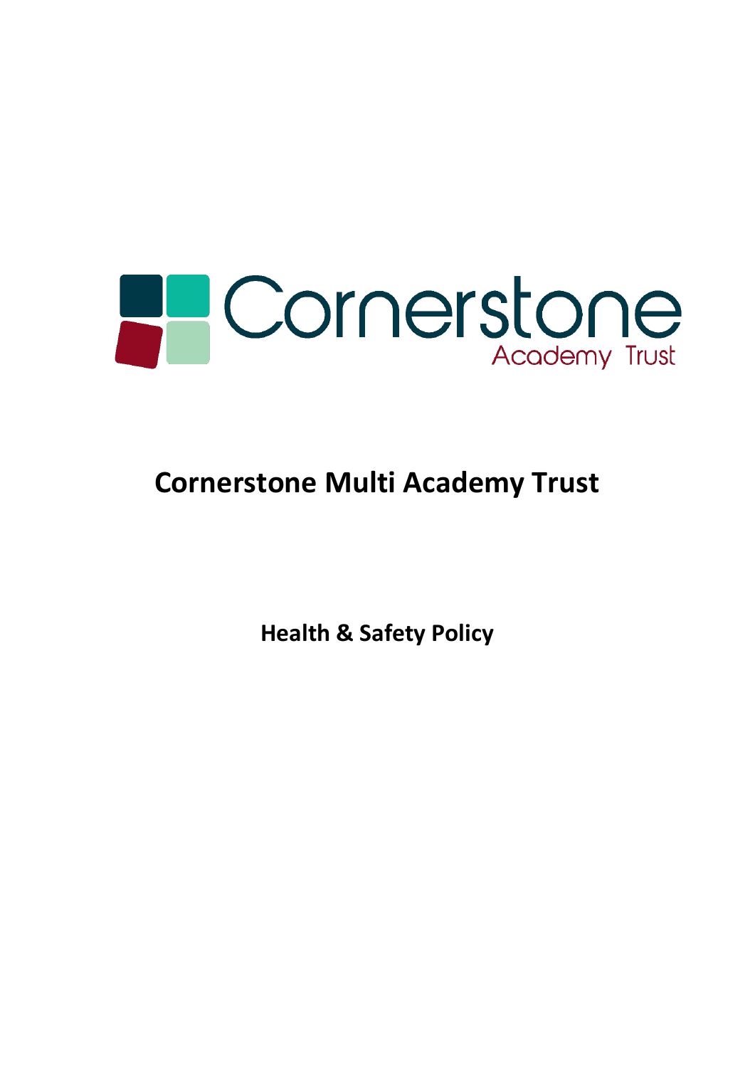Cornerstone
Academy Trust

# Cornerstone Multi Academy Trust

## Health & Safety Policy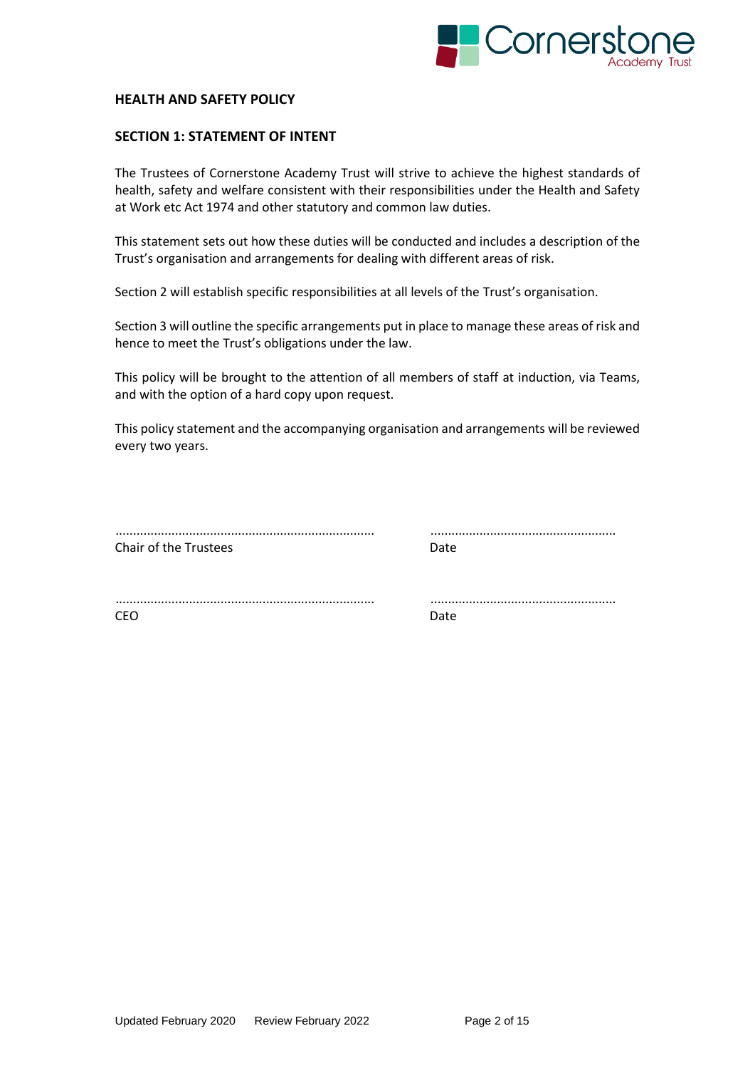## HEALTH AND SAFETY POLICY

### SECTION 1: STATEMENT OF INTENT

The Trustees of Cornerstone Academy Trust will strive to achieve the highest standards of health, safety and welfare consistent with their responsibilities under the Health and Safety at Work etc Act 1974 and other statutory and common law duties.

This statement sets out how these duties will be conducted and includes a description of the Trust's organisation and arrangements for dealing with different areas of risk.

Section 2 will establish specific responsibilities at all levels of the Trust's organisation.

Section 3 will outline the specific arrangements put in place to manage these areas of risk and hence to meet the Trust's obligations under the law.

This policy will be brought to the attention of all members of staff at induction, via Teams, and with the option of a hard copy upon request.

This policy statement and the accompanying organisation and arrangements will be reviewed every two years.

| | |
|---|---|
| ........................................................................ | .................................................... |
| Chair of the Trustees | Date |
| ........................................................................ | .................................................... |
| CEO | Date |

Updated February 2020 Review February 2022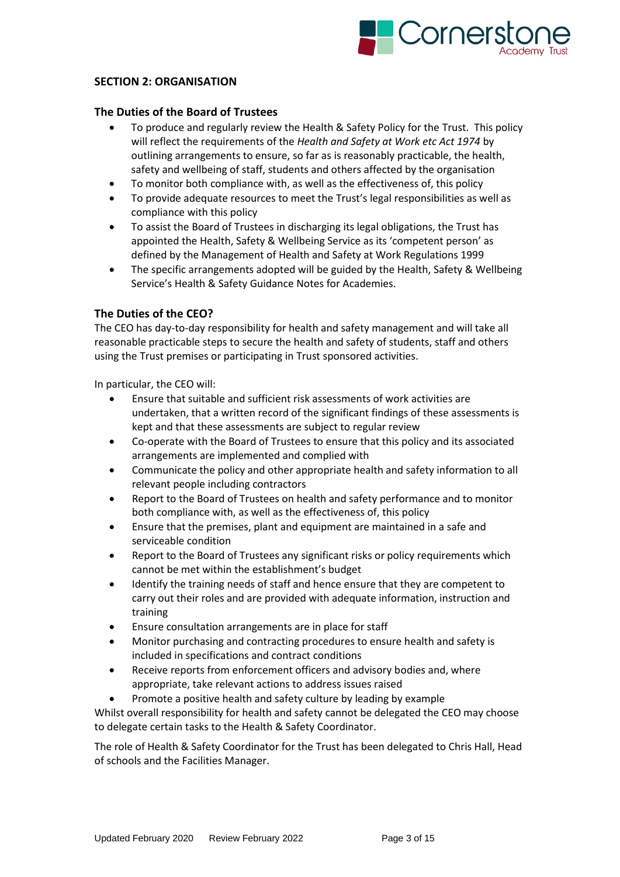## SECTION 2: ORGANISATION

### The Duties of the Board of Trustees

- To produce and regularly review the Health & Safety Policy for the Trust. This policy will reflect the requirements of the *Health and Safety at Work etc Act 1974* by outlining arrangements to ensure, so far as is reasonably practicable, the health, safety and wellbeing of staff, students and others affected by the organisation
- To monitor both compliance with, as well as the effectiveness of, this policy
- To provide adequate resources to meet the Trust's legal responsibilities as well as compliance with this policy
- To assist the Board of Trustees in discharging its legal obligations, the Trust has appointed the Health, Safety & Wellbeing Service as its 'competent person' as defined by the Management of Health and Safety at Work Regulations 1999
- The specific arrangements adopted will be guided by the Health, Safety & Wellbeing Service's Health & Safety Guidance Notes for Academies.

### The Duties of the CEO?

The CEO has day-to-day responsibility for health and safety management and will take all reasonable practicable steps to secure the health and safety of students, staff and others using the Trust premises or participating in Trust sponsored activities.

In particular, the CEO will:

- Ensure that suitable and sufficient risk assessments of work activities are undertaken, that a written record of the significant findings of these assessments is kept and that these assessments are subject to regular review
- Co-operate with the Board of Trustees to ensure that this policy and its associated arrangements are implemented and complied with
- Communicate the policy and other appropriate health and safety information to all relevant people including contractors
- Report to the Board of Trustees on health and safety performance and to monitor both compliance with, as well as the effectiveness of, this policy
- Ensure that the premises, plant and equipment are maintained in a safe and serviceable condition
- Report to the Board of Trustees any significant risks or policy requirements which cannot be met within the establishment's budget
- Identify the training needs of staff and hence ensure that they are competent to carry out their roles and are provided with adequate information, instruction and training
- Ensure consultation arrangements are in place for staff
- Monitor purchasing and contracting procedures to ensure health and safety is included in specifications and contract conditions
- Receive reports from enforcement officers and advisory bodies and, where appropriate, take relevant actions to address issues raised
- Promote a positive health and safety culture by leading by example

Whilst overall responsibility for health and safety cannot be delegated the CEO may choose to delegate certain tasks to the Health & Safety Coordinator.

The role of Health & Safety Coordinator for the Trust has been delegated to Chris Hall, Head of schools and the Facilities Manager.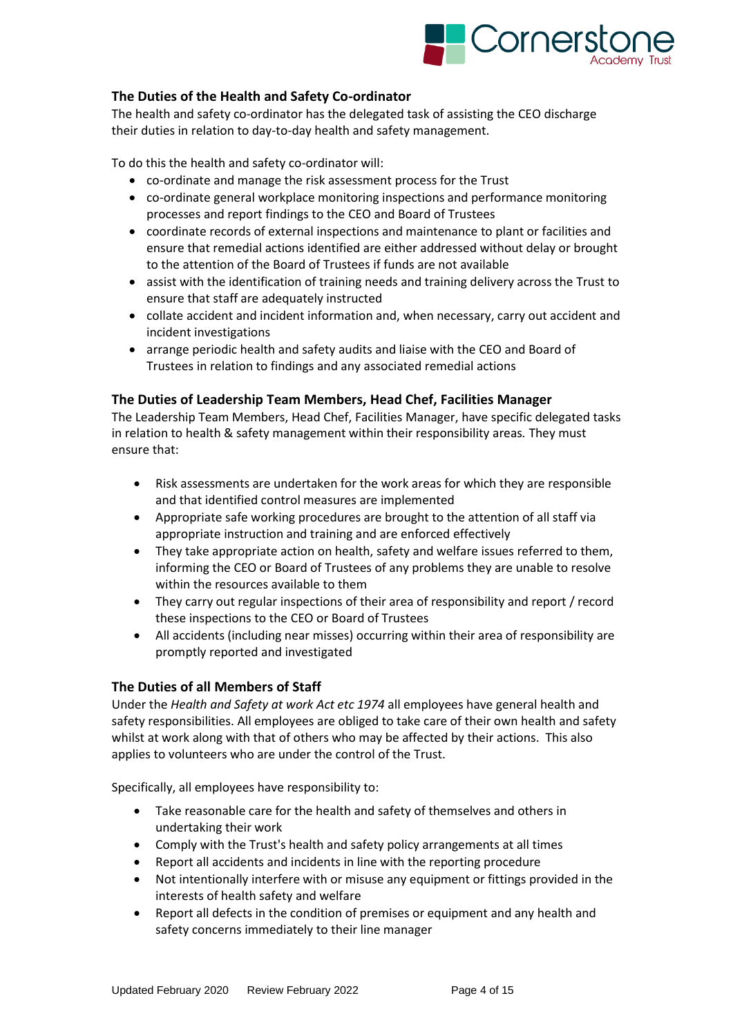### The Duties of the Health and Safety Co-ordinator

The health and safety co-ordinator has the delegated task of assisting the CEO discharge their duties in relation to day-to-day health and safety management.

To do this the health and safety co-ordinator will:

- co-ordinate and manage the risk assessment process for the Trust
- co-ordinate general workplace monitoring inspections and performance monitoring processes and report findings to the CEO and Board of Trustees
- coordinate records of external inspections and maintenance to plant or facilities and ensure that remedial actions identified are either addressed without delay or brought to the attention of the Board of Trustees if funds are not available
- assist with the identification of training needs and training delivery across the Trust to ensure that staff are adequately instructed
- collate accident and incident information and, when necessary, carry out accident and incident investigations
- arrange periodic health and safety audits and liaise with the CEO and Board of Trustees in relation to findings and any associated remedial actions

### The Duties of Leadership Team Members, Head Chef, Facilities Manager

The Leadership Team Members, Head Chef, Facilities Manager, have specific delegated tasks in relation to health & safety management within their responsibility areas. They must ensure that:

- Risk assessments are undertaken for the work areas for which they are responsible and that identified control measures are implemented
- Appropriate safe working procedures are brought to the attention of all staff via appropriate instruction and training and are enforced effectively
- They take appropriate action on health, safety and welfare issues referred to them, informing the CEO or Board of Trustees of any problems they are unable to resolve within the resources available to them
- They carry out regular inspections of their area of responsibility and report / record these inspections to the CEO or Board of Trustees
- All accidents (including near misses) occurring within their area of responsibility are promptly reported and investigated

### The Duties of all Members of Staff

Under the *Health and Safety at work Act etc 1974* all employees have general health and safety responsibilities. All employees are obliged to take care of their own health and safety whilst at work along with that of others who may be affected by their actions. This also applies to volunteers who are under the control of the Trust.

Specifically, all employees have responsibility to:

- Take reasonable care for the health and safety of themselves and others in undertaking their work
- Comply with the Trust's health and safety policy arrangements at all times
- Report all accidents and incidents in line with the reporting procedure
- Not intentionally interfere with or misuse any equipment or fittings provided in the interests of health safety and welfare
- Report all defects in the condition of premises or equipment and any health and safety concerns immediately to their line manager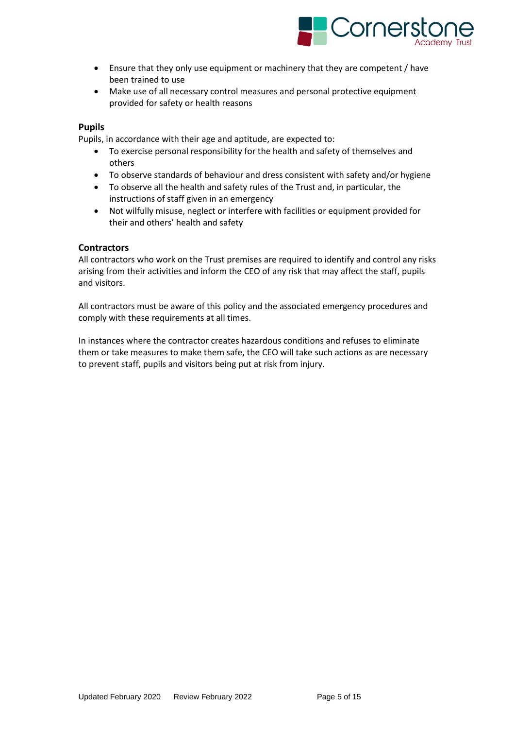- Ensure that they only use equipment or machinery that they are competent / have been trained to use
- Make use of all necessary control measures and personal protective equipment provided for safety or health reasons

### Pupils

Pupils, in accordance with their age and aptitude, are expected to:

- To exercise personal responsibility for the health and safety of themselves and others
- To observe standards of behaviour and dress consistent with safety and/or hygiene
- To observe all the health and safety rules of the Trust and, in particular, the instructions of staff given in an emergency
- Not wilfully misuse, neglect or interfere with facilities or equipment provided for their and others' health and safety

### Contractors

All contractors who work on the Trust premises are required to identify and control any risks arising from their activities and inform the CEO of any risk that may affect the staff, pupils and visitors.

All contractors must be aware of this policy and the associated emergency procedures and comply with these requirements at all times.

In instances where the contractor creates hazardous conditions and refuses to eliminate them or take measures to make them safe, the CEO will take such actions as are necessary to prevent staff, pupils and visitors being put at risk from injury.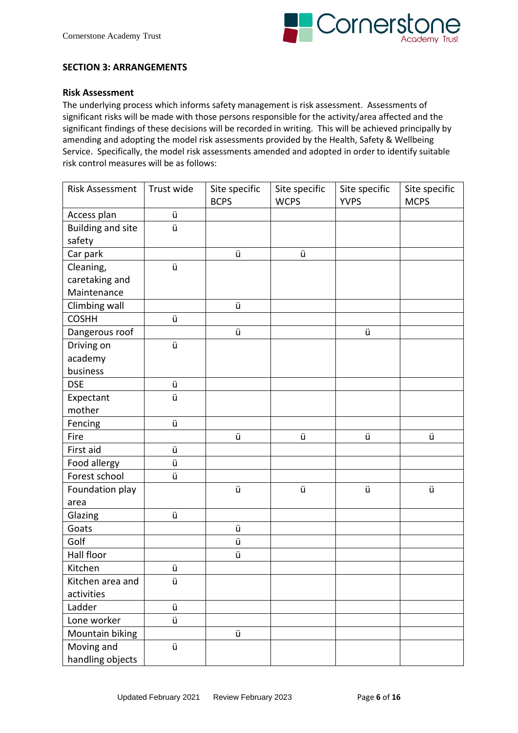## SECTION 3: ARRANGEMENTS

### Risk Assessment

The underlying process which informs safety management is risk assessment. Assessments of significant risks will be made with those persons responsible for the activity/area affected and the significant findings of these decisions will be recorded in writing. This will be achieved principally by amending and adopting the model risk assessments provided by the Health, Safety & Wellbeing Service. Specifically, the model risk assessments amended and adopted in order to identify suitable risk control measures will be as follows:

| Risk Assessment | Trust wide | Site specific BCPS | Site specific WCPS | Site specific YVPS | Site specific MCPS |
|---|---|---|---|---|---|
| Access plan | ü | | | | |
| Building and site safety | ü | | | | |
| Car park | | ü | ü | | |
| Cleaning, caretaking and Maintenance | ü | | | | |
| Climbing wall | | ü | | | |
| COSHH | ü | | | | |
| Dangerous roof | | ü | | ü | |
| Driving on academy business | ü | | | | |
| DSE | ü | | | | |
| Expectant mother | ü | | | | |
| Fencing | ü | | | | |
| Fire | | ü | ü | ü | ü |
| First aid | ü | | | | |
| Food allergy | ü | | | | |
| Forest school | ü | | | | |
| Foundation play area | | ü | ü | ü | ü |
| Glazing | ü | | | | |
| Goats | | ü | | | |
| Golf | | ü | | | |
| Hall floor | | ü | | | |
| Kitchen | ü | | | | |
| Kitchen area and activities | ü | | | | |
| Ladder | ü | | | | |
| Lone worker | ü | | | | |
| Mountain biking | | ü | | | |
| Moving and handling objects | ü | | | | |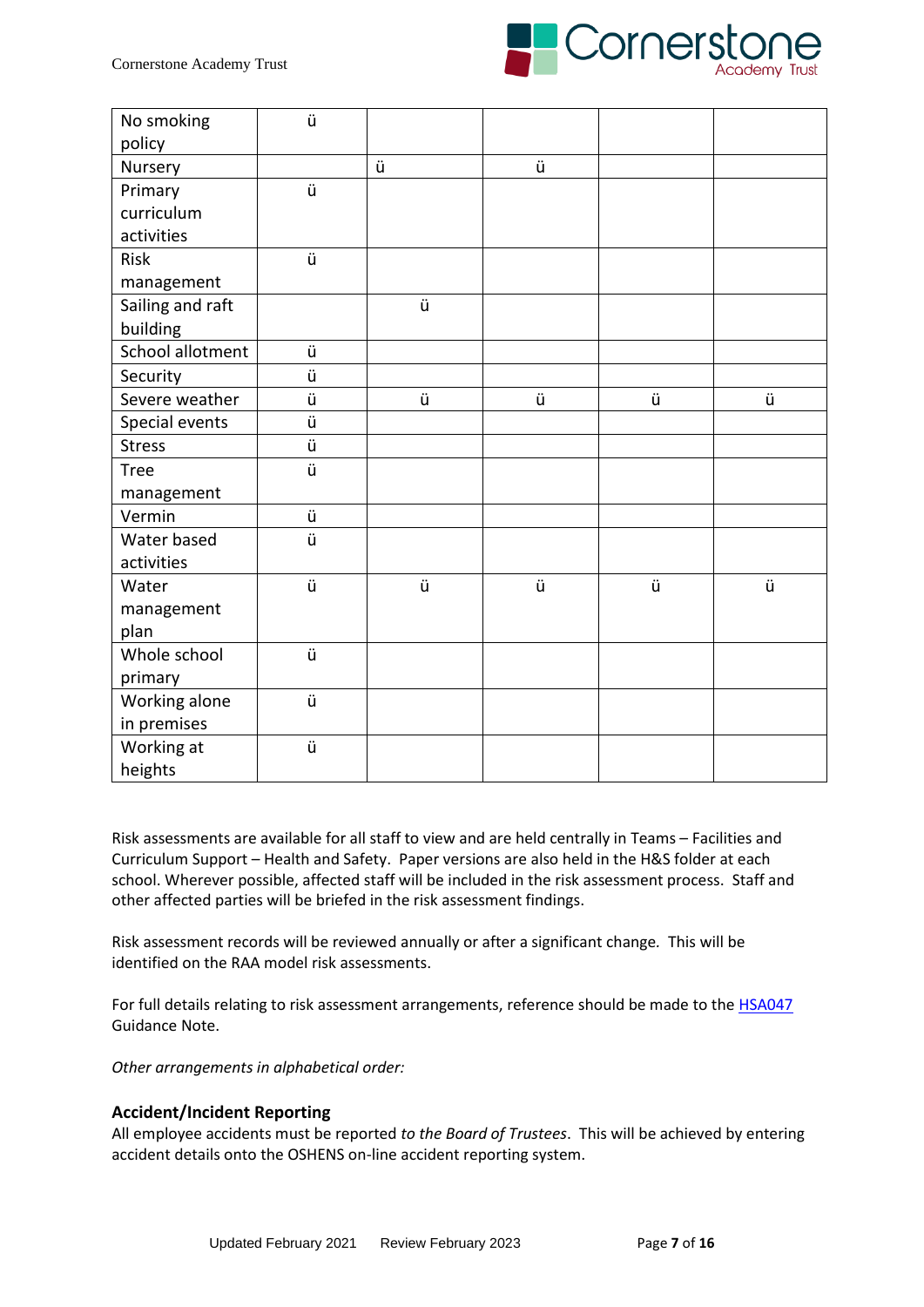| | | | | | |
|---|---|---|---|---|---|
| No smoking policy | ü | | | | |
| Nursery | | ü | ü | | |
| Primary curriculum activities | ü | | | | |
| Risk management | ü | | | | |
| Sailing and raft building | | ü | | | |
| School allotment | ü | | | | |
| Security | ü | | | | |
| Severe weather | ü | ü | ü | ü | ü |
| Special events | ü | | | | |
| Stress | ü | | | | |
| Tree management | ü | | | | |
| Vermin | ü | | | | |
| Water based activities | ü | | | | |
| Water management plan | ü | ü | ü | ü | ü |
| Whole school primary | ü | | | | |
| Working alone in premises | ü | | | | |
| Working at heights | ü | | | | |

Risk assessments are available for all staff to view and are held centrally in Teams – Facilities and Curriculum Support – Health and Safety. Paper versions are also held in the H&S folder at each school. Wherever possible, affected staff will be included in the risk assessment process. Staff and other affected parties will be briefed in the risk assessment findings.

Risk assessment records will be reviewed annually or after a significant change. This will be identified on the RAA model risk assessments.

For full details relating to risk assessment arrangements, reference should be made to the HSA047 Guidance Note.

*Other arrangements in alphabetical order:*

### Accident/Incident Reporting

All employee accidents must be reported *to the Board of Trustees*. This will be achieved by entering accident details onto the OSHENS on-line accident reporting system.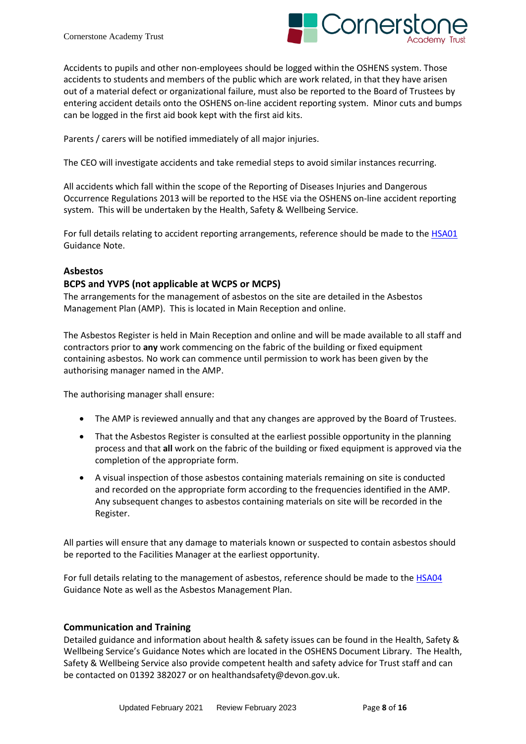Accidents to pupils and other non-employees should be logged within the OSHENS system. Those accidents to students and members of the public which are work related, in that they have arisen out of a material defect or organizational failure, must also be reported to the Board of Trustees by entering accident details onto the OSHENS on-line accident reporting system. Minor cuts and bumps can be logged in the first aid book kept with the first aid kits.

Parents / carers will be notified immediately of all major injuries.

The CEO will investigate accidents and take remedial steps to avoid similar instances recurring.

All accidents which fall within the scope of the Reporting of Diseases Injuries and Dangerous Occurrence Regulations 2013 will be reported to the HSE via the OSHENS on-line accident reporting system. This will be undertaken by the Health, Safety & Wellbeing Service.

For full details relating to accident reporting arrangements, reference should be made to the HSA01 Guidance Note.

## Asbestos

### BCPS and YVPS (not applicable at WCPS or MCPS)

The arrangements for the management of asbestos on the site are detailed in the Asbestos Management Plan (AMP). This is located in Main Reception and online.

The Asbestos Register is held in Main Reception and online and will be made available to all staff and contractors prior to **any** work commencing on the fabric of the building or fixed equipment containing asbestos. No work can commence until permission to work has been given by the authorising manager named in the AMP.

The authorising manager shall ensure:

- The AMP is reviewed annually and that any changes are approved by the Board of Trustees.
- That the Asbestos Register is consulted at the earliest possible opportunity in the planning process and that **all** work on the fabric of the building or fixed equipment is approved via the completion of the appropriate form.
- A visual inspection of those asbestos containing materials remaining on site is conducted and recorded on the appropriate form according to the frequencies identified in the AMP. Any subsequent changes to asbestos containing materials on site will be recorded in the Register.

All parties will ensure that any damage to materials known or suspected to contain asbestos should be reported to the Facilities Manager at the earliest opportunity.

For full details relating to the management of asbestos, reference should be made to the HSA04 Guidance Note as well as the Asbestos Management Plan.

## Communication and Training

Detailed guidance and information about health & safety issues can be found in the Health, Safety & Wellbeing Service's Guidance Notes which are located in the OSHENS Document Library. The Health, Safety & Wellbeing Service also provide competent health and safety advice for Trust staff and can be contacted on 01392 382027 or on healthandsafety@devon.gov.uk.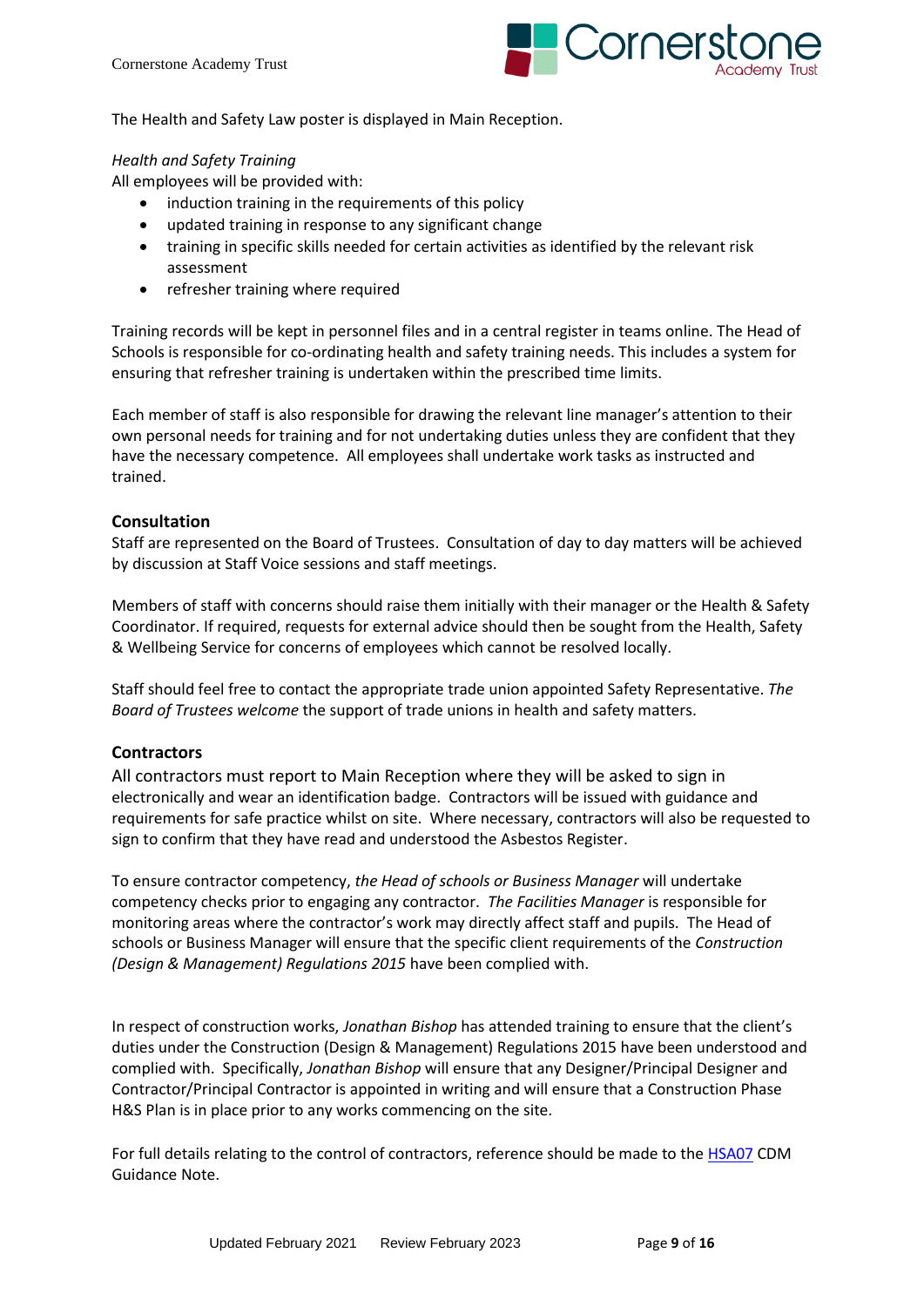The Health and Safety Law poster is displayed in Main Reception.

*Health and Safety Training*

All employees will be provided with:

- induction training in the requirements of this policy
- updated training in response to any significant change
- training in specific skills needed for certain activities as identified by the relevant risk assessment
- refresher training where required

Training records will be kept in personnel files and in a central register in teams online. The Head of Schools is responsible for co-ordinating health and safety training needs. This includes a system for ensuring that refresher training is undertaken within the prescribed time limits.

Each member of staff is also responsible for drawing the relevant line manager's attention to their own personal needs for training and for not undertaking duties unless they are confident that they have the necessary competence. All employees shall undertake work tasks as instructed and trained.

### Consultation

Staff are represented on the Board of Trustees. Consultation of day to day matters will be achieved by discussion at Staff Voice sessions and staff meetings.

Members of staff with concerns should raise them initially with their manager or the Health & Safety Coordinator. If required, requests for external advice should then be sought from the Health, Safety & Wellbeing Service for concerns of employees which cannot be resolved locally.

Staff should feel free to contact the appropriate trade union appointed Safety Representative. *The Board of Trustees welcome* the support of trade unions in health and safety matters.

### Contractors

All contractors must report to Main Reception where they will be asked to sign in electronically and wear an identification badge. Contractors will be issued with guidance and requirements for safe practice whilst on site. Where necessary, contractors will also be requested to sign to confirm that they have read and understood the Asbestos Register.

To ensure contractor competency, *the Head of schools or Business Manager* will undertake competency checks prior to engaging any contractor. *The Facilities Manager* is responsible for monitoring areas where the contractor's work may directly affect staff and pupils. The Head of schools or Business Manager will ensure that the specific client requirements of the *Construction (Design & Management) Regulations 2015* have been complied with.

In respect of construction works, *Jonathan Bishop* has attended training to ensure that the client's duties under the Construction (Design & Management) Regulations 2015 have been understood and complied with. Specifically, *Jonathan Bishop* will ensure that any Designer/Principal Designer and Contractor/Principal Contractor is appointed in writing and will ensure that a Construction Phase H&S Plan is in place prior to any works commencing on the site.

For full details relating to the control of contractors, reference should be made to the HSA07 CDM Guidance Note.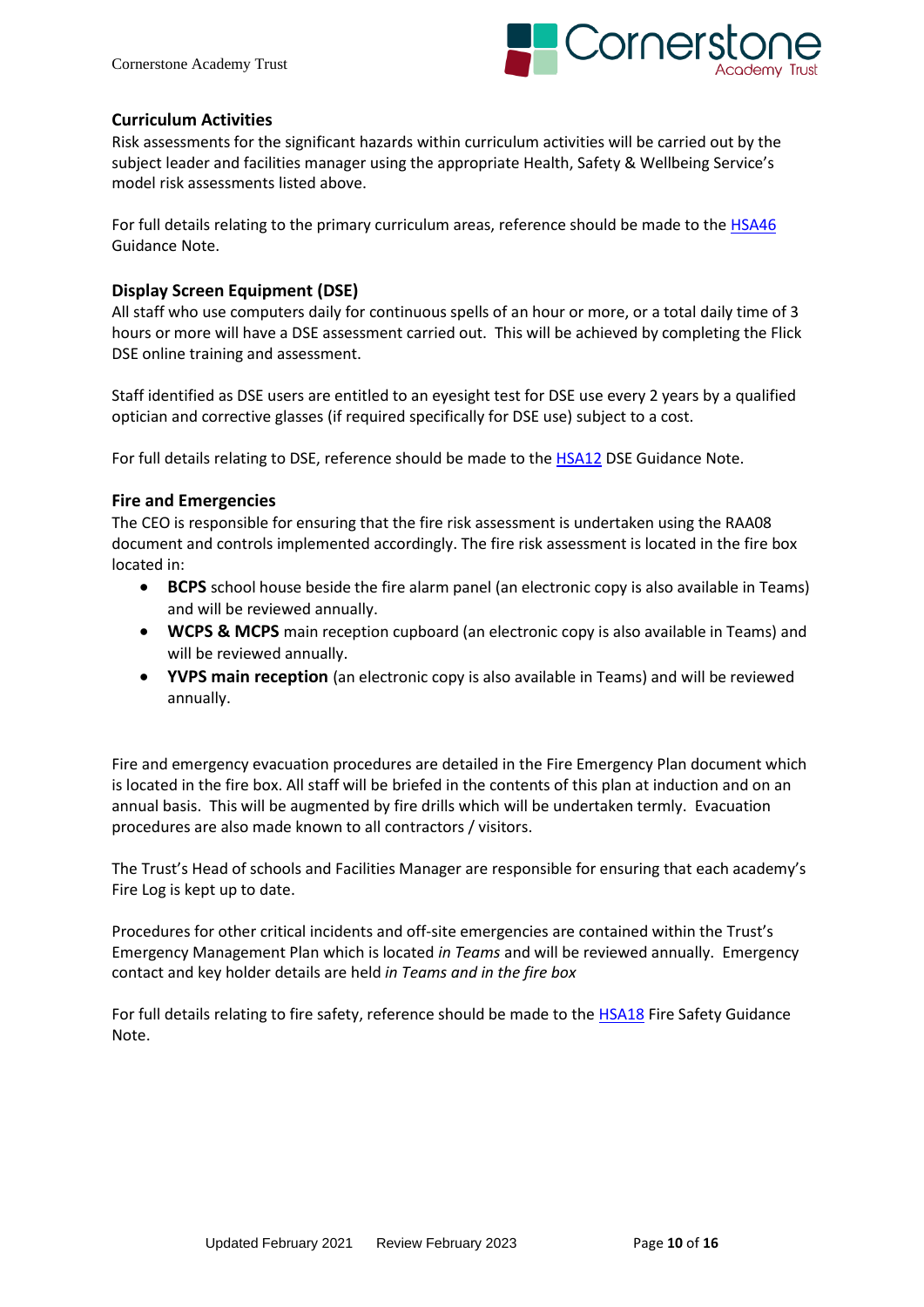## Curriculum Activities

Risk assessments for the significant hazards within curriculum activities will be carried out by the subject leader and facilities manager using the appropriate Health, Safety & Wellbeing Service's model risk assessments listed above.

For full details relating to the primary curriculum areas, reference should be made to the HSA46 Guidance Note.

## Display Screen Equipment (DSE)

All staff who use computers daily for continuous spells of an hour or more, or a total daily time of 3 hours or more will have a DSE assessment carried out. This will be achieved by completing the Flick DSE online training and assessment.

Staff identified as DSE users are entitled to an eyesight test for DSE use every 2 years by a qualified optician and corrective glasses (if required specifically for DSE use) subject to a cost.

For full details relating to DSE, reference should be made to the HSA12 DSE Guidance Note.

## Fire and Emergencies

The CEO is responsible for ensuring that the fire risk assessment is undertaken using the RAA08 document and controls implemented accordingly. The fire risk assessment is located in the fire box located in:

- **BCPS** school house beside the fire alarm panel (an electronic copy is also available in Teams) and will be reviewed annually.
- **WCPS & MCPS** main reception cupboard (an electronic copy is also available in Teams) and will be reviewed annually.
- **YVPS main reception** (an electronic copy is also available in Teams) and will be reviewed annually.

Fire and emergency evacuation procedures are detailed in the Fire Emergency Plan document which is located in the fire box. All staff will be briefed in the contents of this plan at induction and on an annual basis. This will be augmented by fire drills which will be undertaken termly. Evacuation procedures are also made known to all contractors / visitors.

The Trust's Head of schools and Facilities Manager are responsible for ensuring that each academy's Fire Log is kept up to date.

Procedures for other critical incidents and off-site emergencies are contained within the Trust's Emergency Management Plan which is located *in Teams* and will be reviewed annually. Emergency contact and key holder details are held *in Teams and in the fire box*

For full details relating to fire safety, reference should be made to the HSA18 Fire Safety Guidance Note.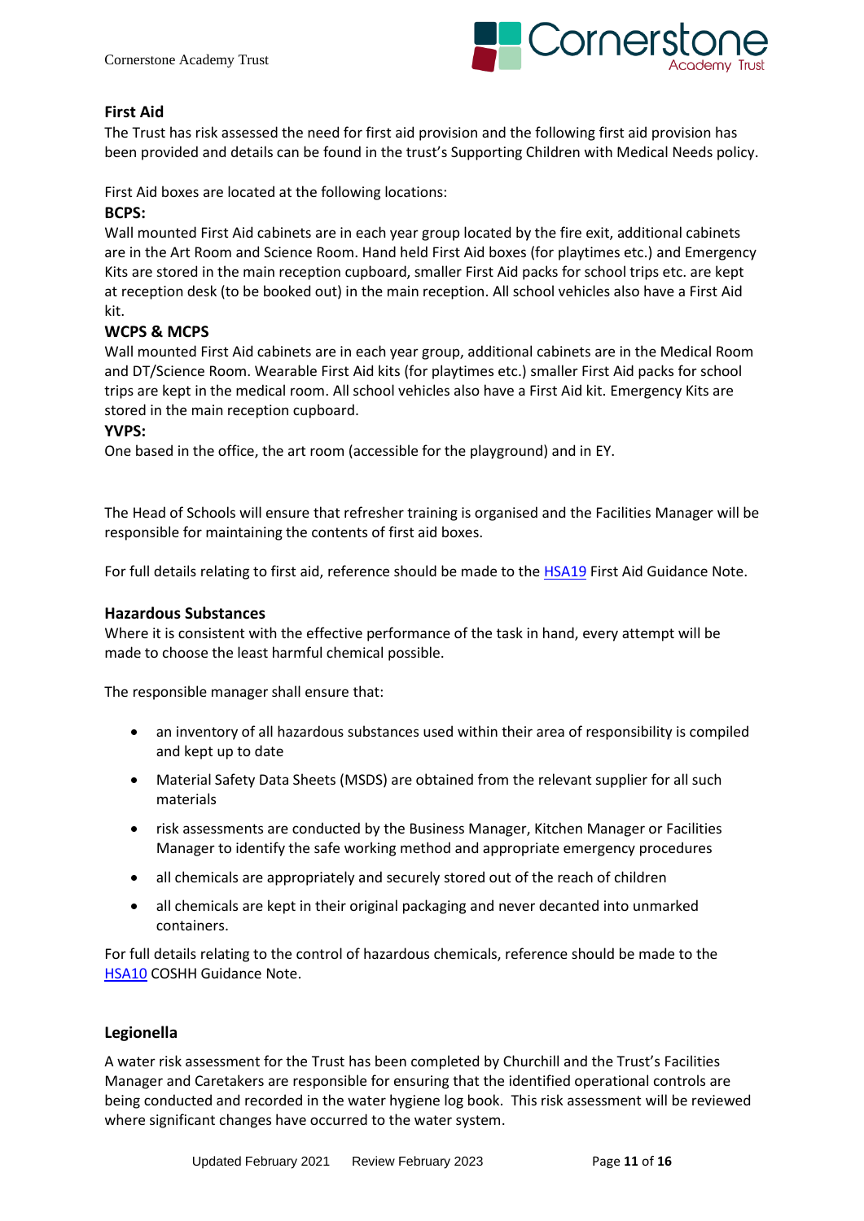## First Aid

The Trust has risk assessed the need for first aid provision and the following first aid provision has been provided and details can be found in the trust's Supporting Children with Medical Needs policy.

First Aid boxes are located at the following locations:

**BCPS:**

Wall mounted First Aid cabinets are in each year group located by the fire exit, additional cabinets are in the Art Room and Science Room. Hand held First Aid boxes (for playtimes etc.) and Emergency Kits are stored in the main reception cupboard, smaller First Aid packs for school trips etc. are kept at reception desk (to be booked out) in the main reception. All school vehicles also have a First Aid kit.

**WCPS & MCPS**

Wall mounted First Aid cabinets are in each year group, additional cabinets are in the Medical Room and DT/Science Room. Wearable First Aid kits (for playtimes etc.) smaller First Aid packs for school trips are kept in the medical room. All school vehicles also have a First Aid kit. Emergency Kits are stored in the main reception cupboard.

**YVPS:**

One based in the office, the art room (accessible for the playground) and in EY.

The Head of Schools will ensure that refresher training is organised and the Facilities Manager will be responsible for maintaining the contents of first aid boxes.

For full details relating to first aid, reference should be made to the HSA19 First Aid Guidance Note.

## Hazardous Substances

Where it is consistent with the effective performance of the task in hand, every attempt will be made to choose the least harmful chemical possible.

The responsible manager shall ensure that:

- an inventory of all hazardous substances used within their area of responsibility is compiled and kept up to date
- Material Safety Data Sheets (MSDS) are obtained from the relevant supplier for all such materials
- risk assessments are conducted by the Business Manager, Kitchen Manager or Facilities Manager to identify the safe working method and appropriate emergency procedures
- all chemicals are appropriately and securely stored out of the reach of children
- all chemicals are kept in their original packaging and never decanted into unmarked containers.

For full details relating to the control of hazardous chemicals, reference should be made to the HSA10 COSHH Guidance Note.

## Legionella

A water risk assessment for the Trust has been completed by Churchill and the Trust's Facilities Manager and Caretakers are responsible for ensuring that the identified operational controls are being conducted and recorded in the water hygiene log book. This risk assessment will be reviewed where significant changes have occurred to the water system.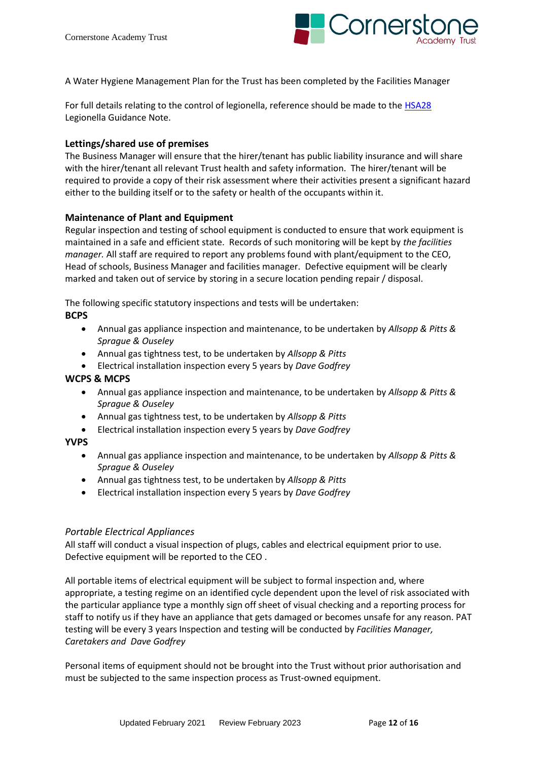A Water Hygiene Management Plan for the Trust has been completed by the Facilities Manager

For full details relating to the control of legionella, reference should be made to the [HSA28](HSA28) Legionella Guidance Note.

**Lettings/shared use of premises**

The Business Manager will ensure that the hirer/tenant has public liability insurance and will share with the hirer/tenant all relevant Trust health and safety information. The hirer/tenant will be required to provide a copy of their risk assessment where their activities present a significant hazard either to the building itself or to the safety or health of the occupants within it.

**Maintenance of Plant and Equipment**

Regular inspection and testing of school equipment is conducted to ensure that work equipment is maintained in a safe and efficient state. Records of such monitoring will be kept by *the facilities manager.* All staff are required to report any problems found with plant/equipment to the CEO, Head of schools, Business Manager and facilities manager. Defective equipment will be clearly marked and taken out of service by storing in a secure location pending repair / disposal.

The following specific statutory inspections and tests will be undertaken:

**BCPS**

- Annual gas appliance inspection and maintenance, to be undertaken by *Allsopp & Pitts & Sprague & Ouseley*
- Annual gas tightness test, to be undertaken by *Allsopp & Pitts*
- Electrical installation inspection every 5 years by *Dave Godfrey*

**WCPS & MCPS**

- Annual gas appliance inspection and maintenance, to be undertaken by *Allsopp & Pitts & Sprague & Ouseley*
- Annual gas tightness test, to be undertaken by *Allsopp & Pitts*
- Electrical installation inspection every 5 years by *Dave Godfrey*

**YVPS**

- Annual gas appliance inspection and maintenance, to be undertaken by *Allsopp & Pitts & Sprague & Ouseley*
- Annual gas tightness test, to be undertaken by *Allsopp & Pitts*
- Electrical installation inspection every 5 years by *Dave Godfrey*

*Portable Electrical Appliances*

All staff will conduct a visual inspection of plugs, cables and electrical equipment prior to use. Defective equipment will be reported to the CEO .

All portable items of electrical equipment will be subject to formal inspection and, where appropriate, a testing regime on an identified cycle dependent upon the level of risk associated with the particular appliance type a monthly sign off sheet of visual checking and a reporting process for staff to notify us if they have an appliance that gets damaged or becomes unsafe for any reason. PAT testing will be every 3 years Inspection and testing will be conducted by *Facilities Manager, Caretakers and Dave Godfrey*

Personal items of equipment should not be brought into the Trust without prior authorisation and must be subjected to the same inspection process as Trust-owned equipment.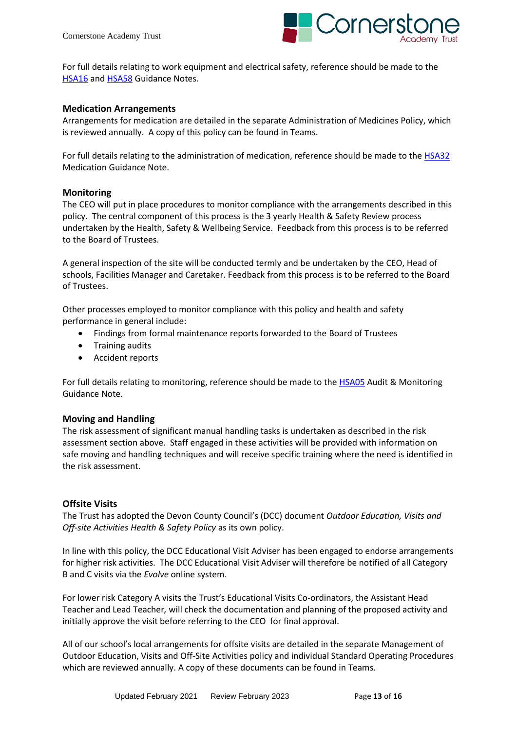For full details relating to work equipment and electrical safety, reference should be made to the HSA16 and HSA58 Guidance Notes.

### Medication Arrangements

Arrangements for medication are detailed in the separate Administration of Medicines Policy, which is reviewed annually. A copy of this policy can be found in Teams.

For full details relating to the administration of medication, reference should be made to the HSA32 Medication Guidance Note.

### Monitoring

The CEO will put in place procedures to monitor compliance with the arrangements described in this policy. The central component of this process is the 3 yearly Health & Safety Review process undertaken by the Health, Safety & Wellbeing Service. Feedback from this process is to be referred to the Board of Trustees.

A general inspection of the site will be conducted termly and be undertaken by the CEO, Head of schools, Facilities Manager and Caretaker. Feedback from this process is to be referred to the Board of Trustees.

Other processes employed to monitor compliance with this policy and health and safety performance in general include:

- Findings from formal maintenance reports forwarded to the Board of Trustees
- Training audits
- Accident reports

For full details relating to monitoring, reference should be made to the HSA05 Audit & Monitoring Guidance Note.

### Moving and Handling

The risk assessment of significant manual handling tasks is undertaken as described in the risk assessment section above. Staff engaged in these activities will be provided with information on safe moving and handling techniques and will receive specific training where the need is identified in the risk assessment.

### Offsite Visits

The Trust has adopted the Devon County Council's (DCC) document *Outdoor Education, Visits and Off-site Activities Health & Safety Policy* as its own policy.

In line with this policy, the DCC Educational Visit Adviser has been engaged to endorse arrangements for higher risk activities. The DCC Educational Visit Adviser will therefore be notified of all Category B and C visits via the *Evolve* online system.

For lower risk Category A visits the Trust's Educational Visits Co-ordinators, the Assistant Head Teacher and Lead Teacher*,* will check the documentation and planning of the proposed activity and initially approve the visit before referring to the CEO for final approval.

All of our school's local arrangements for offsite visits are detailed in the separate Management of Outdoor Education, Visits and Off-Site Activities policy and individual Standard Operating Procedures which are reviewed annually. A copy of these documents can be found in Teams.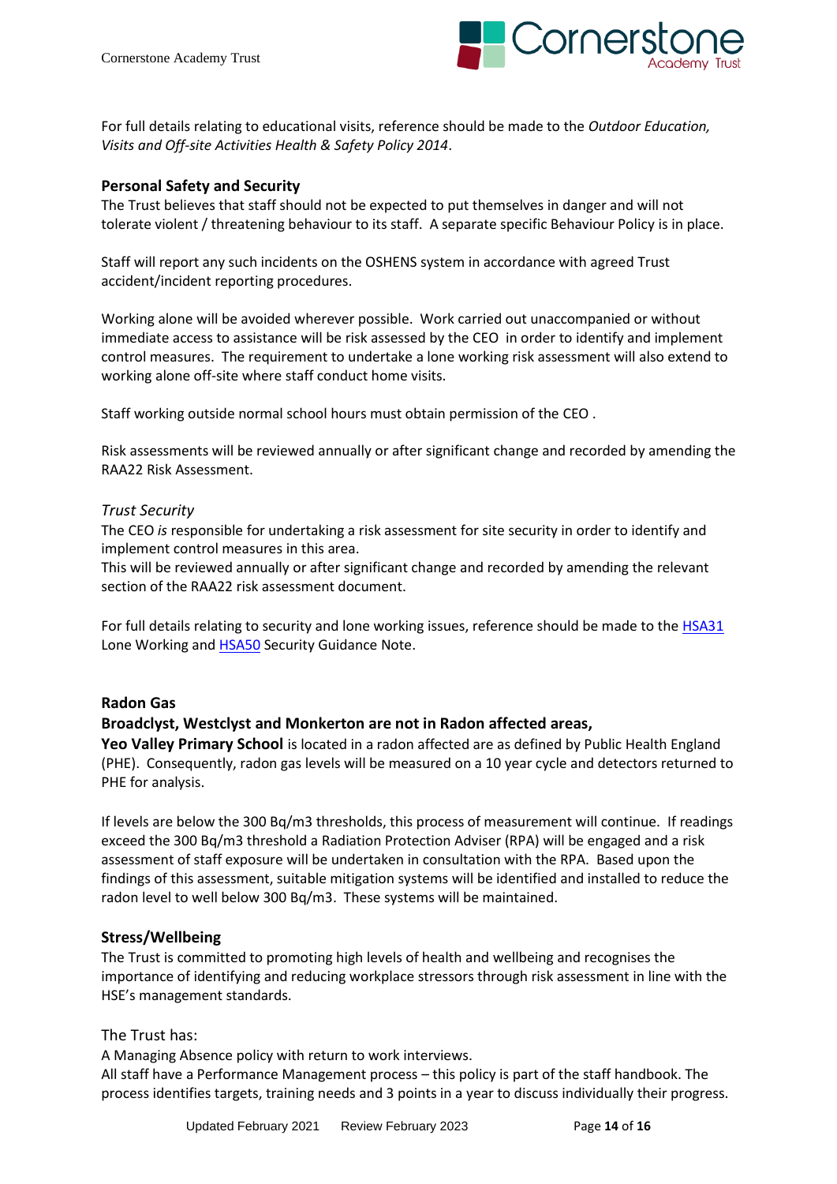For full details relating to educational visits, reference should be made to the *Outdoor Education, Visits and Off-site Activities Health & Safety Policy 2014*.

**Personal Safety and Security**

The Trust believes that staff should not be expected to put themselves in danger and will not tolerate violent / threatening behaviour to its staff. A separate specific Behaviour Policy is in place.

Staff will report any such incidents on the OSHENS system in accordance with agreed Trust accident/incident reporting procedures.

Working alone will be avoided wherever possible. Work carried out unaccompanied or without immediate access to assistance will be risk assessed by the CEO in order to identify and implement control measures. The requirement to undertake a lone working risk assessment will also extend to working alone off-site where staff conduct home visits.

Staff working outside normal school hours must obtain permission of the CEO .

Risk assessments will be reviewed annually or after significant change and recorded by amending the RAA22 Risk Assessment.

*Trust Security*

The CEO *is* responsible for undertaking a risk assessment for site security in order to identify and implement control measures in this area.

This will be reviewed annually or after significant change and recorded by amending the relevant section of the RAA22 risk assessment document.

For full details relating to security and lone working issues, reference should be made to the HSA31 Lone Working and HSA50 Security Guidance Note.

**Radon Gas**

**Broadclyst, Westclyst and Monkerton are not in Radon affected areas,**

**Yeo Valley Primary School** is located in a radon affected are as defined by Public Health England (PHE). Consequently, radon gas levels will be measured on a 10 year cycle and detectors returned to PHE for analysis.

If levels are below the 300 Bq/m3 thresholds, this process of measurement will continue. If readings exceed the 300 Bq/m3 threshold a Radiation Protection Adviser (RPA) will be engaged and a risk assessment of staff exposure will be undertaken in consultation with the RPA. Based upon the findings of this assessment, suitable mitigation systems will be identified and installed to reduce the radon level to well below 300 Bq/m3. These systems will be maintained.

**Stress/Wellbeing**

The Trust is committed to promoting high levels of health and wellbeing and recognises the importance of identifying and reducing workplace stressors through risk assessment in line with the HSE's management standards.

The Trust has:

A Managing Absence policy with return to work interviews.

All staff have a Performance Management process – this policy is part of the staff handbook. The process identifies targets, training needs and 3 points in a year to discuss individually their progress.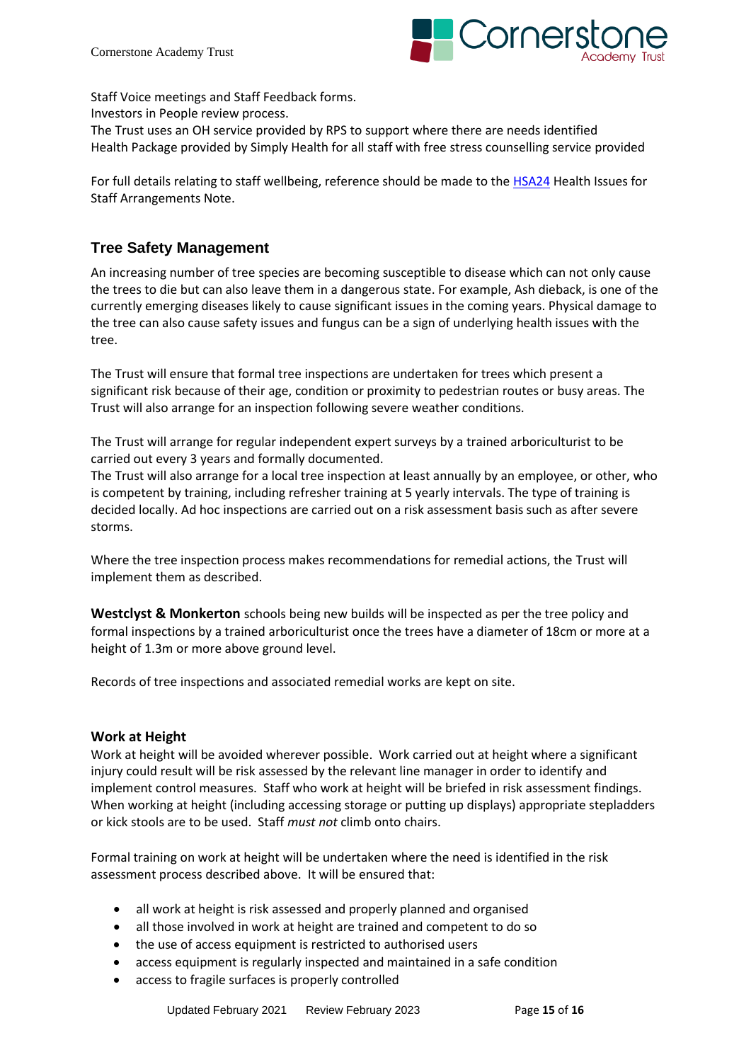Staff Voice meetings and Staff Feedback forms.
Investors in People review process.
The Trust uses an OH service provided by RPS to support where there are needs identified
Health Package provided by Simply Health for all staff with free stress counselling service provided

For full details relating to staff wellbeing, reference should be made to the HSA24 Health Issues for Staff Arrangements Note.

## Tree Safety Management

An increasing number of tree species are becoming susceptible to disease which can not only cause the trees to die but can also leave them in a dangerous state. For example, Ash dieback, is one of the currently emerging diseases likely to cause significant issues in the coming years. Physical damage to the tree can also cause safety issues and fungus can be a sign of underlying health issues with the tree.

The Trust will ensure that formal tree inspections are undertaken for trees which present a significant risk because of their age, condition or proximity to pedestrian routes or busy areas. The Trust will also arrange for an inspection following severe weather conditions.

The Trust will arrange for regular independent expert surveys by a trained arboriculturist to be carried out every 3 years and formally documented.
The Trust will also arrange for a local tree inspection at least annually by an employee, or other, who is competent by training, including refresher training at 5 yearly intervals. The type of training is decided locally. Ad hoc inspections are carried out on a risk assessment basis such as after severe storms.

Where the tree inspection process makes recommendations for remedial actions, the Trust will implement them as described.

**Westclyst & Monkerton** schools being new builds will be inspected as per the tree policy and formal inspections by a trained arboriculturist once the trees have a diameter of 18cm or more at a height of 1.3m or more above ground level.

Records of tree inspections and associated remedial works are kept on site.

### Work at Height

Work at height will be avoided wherever possible. Work carried out at height where a significant injury could result will be risk assessed by the relevant line manager in order to identify and implement control measures. Staff who work at height will be briefed in risk assessment findings. When working at height (including accessing storage or putting up displays) appropriate stepladders or kick stools are to be used. Staff *must not* climb onto chairs.

Formal training on work at height will be undertaken where the need is identified in the risk assessment process described above. It will be ensured that:

- all work at height is risk assessed and properly planned and organised
- all those involved in work at height are trained and competent to do so
- the use of access equipment is restricted to authorised users
- access equipment is regularly inspected and maintained in a safe condition
- access to fragile surfaces is properly controlled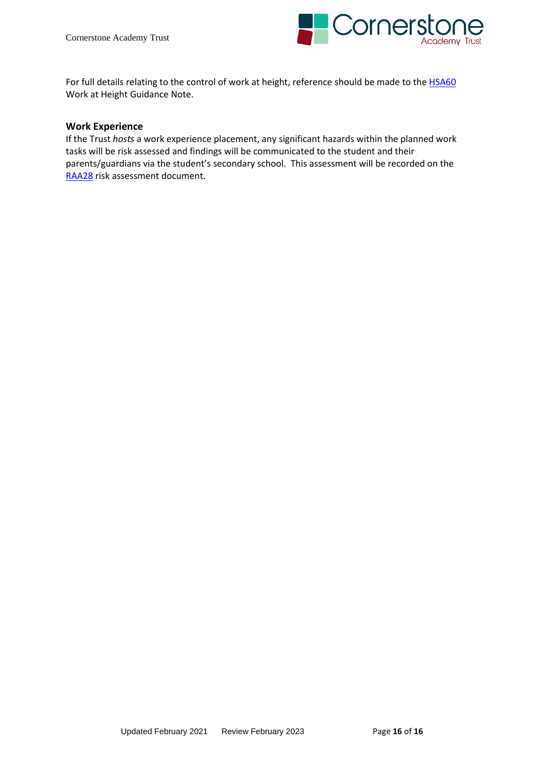For full details relating to the control of work at height, reference should be made to the HSA60 Work at Height Guidance Note.

**Work Experience**

If the Trust *hosts* a work experience placement, any significant hazards within the planned work tasks will be risk assessed and findings will be communicated to the student and their parents/guardians via the student's secondary school. This assessment will be recorded on the RAA28 risk assessment document.